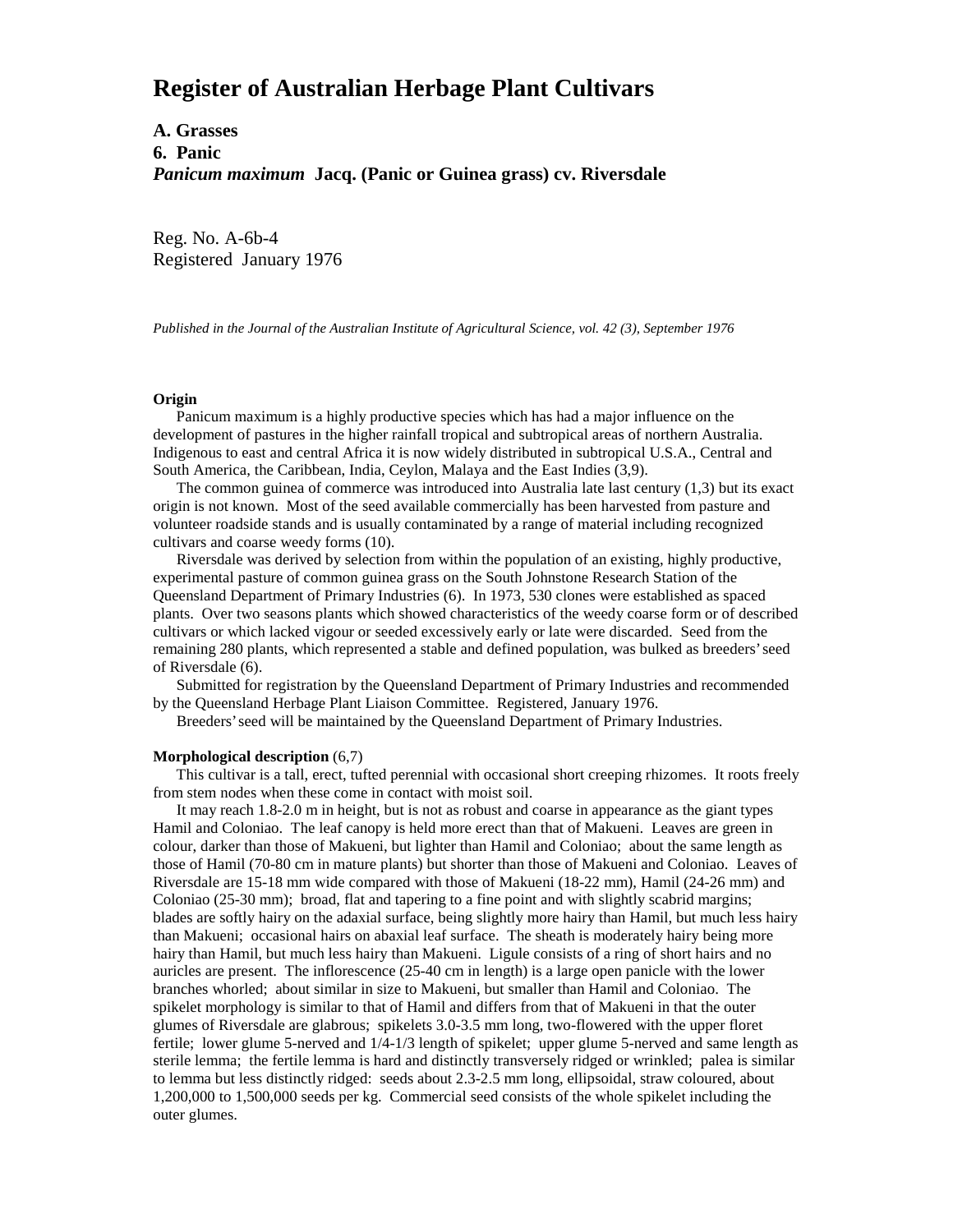# Register of Australian Herbage Plant Cultivars

**A. Grasses**
**6. Panic**
***Panicum maximum* Jacq. (Panic or Guinea grass) cv. Riversdale**

Reg. No. A-6b-4
Registered January 1976

*Published in the Journal of the Australian Institute of Agricultural Science, vol. 42 (3), September 1976*

**Origin**

Panicum maximum is a highly productive species which has had a major influence on the development of pastures in the higher rainfall tropical and subtropical areas of northern Australia. Indigenous to east and central Africa it is now widely distributed in subtropical U.S.A., Central and South America, the Caribbean, India, Ceylon, Malaya and the East Indies (3,9).

The common guinea of commerce was introduced into Australia late last century (1,3) but its exact origin is not known. Most of the seed available commercially has been harvested from pasture and volunteer roadside stands and is usually contaminated by a range of material including recognized cultivars and coarse weedy forms (10).

Riversdale was derived by selection from within the population of an existing, highly productive, experimental pasture of common guinea grass on the South Johnstone Research Station of the Queensland Department of Primary Industries (6). In 1973, 530 clones were established as spaced plants. Over two seasons plants which showed characteristics of the weedy coarse form or of described cultivars or which lacked vigour or seeded excessively early or late were discarded. Seed from the remaining 280 plants, which represented a stable and defined population, was bulked as breeders' seed of Riversdale (6).

Submitted for registration by the Queensland Department of Primary Industries and recommended by the Queensland Herbage Plant Liaison Committee. Registered, January 1976.

Breeders' seed will be maintained by the Queensland Department of Primary Industries.

**Morphological description** (6,7)

This cultivar is a tall, erect, tufted perennial with occasional short creeping rhizomes. It roots freely from stem nodes when these come in contact with moist soil.

It may reach 1.8-2.0 m in height, but is not as robust and coarse in appearance as the giant types Hamil and Coloniao. The leaf canopy is held more erect than that of Makueni. Leaves are green in colour, darker than those of Makueni, but lighter than Hamil and Coloniao; about the same length as those of Hamil (70-80 cm in mature plants) but shorter than those of Makueni and Coloniao. Leaves of Riversdale are 15-18 mm wide compared with those of Makueni (18-22 mm), Hamil (24-26 mm) and Coloniao (25-30 mm); broad, flat and tapering to a fine point and with slightly scabrid margins; blades are softly hairy on the adaxial surface, being slightly more hairy than Hamil, but much less hairy than Makueni; occasional hairs on abaxial leaf surface. The sheath is moderately hairy being more hairy than Hamil, but much less hairy than Makueni. Ligule consists of a ring of short hairs and no auricles are present. The inflorescence (25-40 cm in length) is a large open panicle with the lower branches whorled; about similar in size to Makueni, but smaller than Hamil and Coloniao. The spikelet morphology is similar to that of Hamil and differs from that of Makueni in that the outer glumes of Riversdale are glabrous; spikelets 3.0-3.5 mm long, two-flowered with the upper floret fertile; lower glume 5-nerved and 1/4-1/3 length of spikelet; upper glume 5-nerved and same length as sterile lemma; the fertile lemma is hard and distinctly transversely ridged or wrinkled; palea is similar to lemma but less distinctly ridged: seeds about 2.3-2.5 mm long, ellipsoidal, straw coloured, about 1,200,000 to 1,500,000 seeds per kg. Commercial seed consists of the whole spikelet including the outer glumes.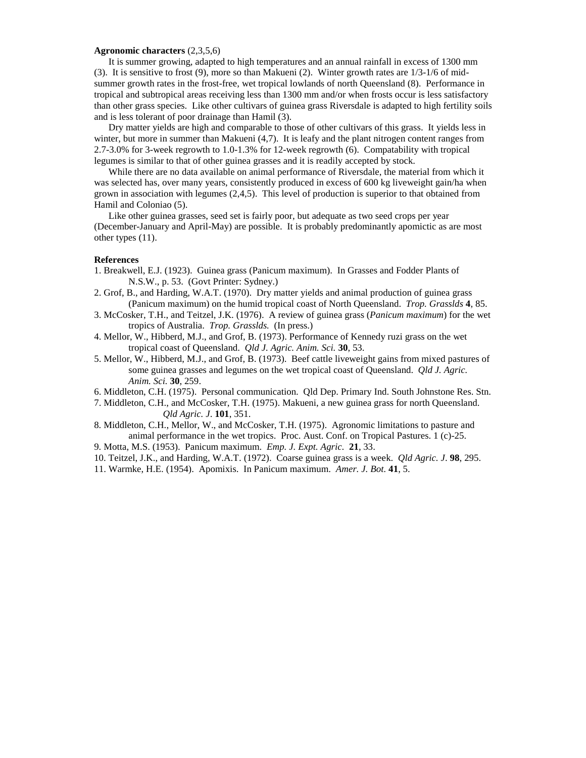**Agronomic characters** (2,3,5,6)

It is summer growing, adapted to high temperatures and an annual rainfall in excess of 1300 mm (3). It is sensitive to frost (9), more so than Makueni (2). Winter growth rates are 1/3-1/6 of mid-summer growth rates in the frost-free, wet tropical lowlands of north Queensland (8). Performance in tropical and subtropical areas receiving less than 1300 mm and/or when frosts occur is less satisfactory than other grass species. Like other cultivars of guinea grass Riversdale is adapted to high fertility soils and is less tolerant of poor drainage than Hamil (3).

Dry matter yields are high and comparable to those of other cultivars of this grass. It yields less in winter, but more in summer than Makueni (4,7). It is leafy and the plant nitrogen content ranges from 2.7-3.0% for 3-week regrowth to 1.0-1.3% for 12-week regrowth (6). Compatability with tropical legumes is similar to that of other guinea grasses and it is readily accepted by stock.

While there are no data available on animal performance of Riversdale, the material from which it was selected has, over many years, consistently produced in excess of 600 kg liveweight gain/ha when grown in association with legumes (2,4,5). This level of production is superior to that obtained from Hamil and Coloniao (5).

Like other guinea grasses, seed set is fairly poor, but adequate as two seed crops per year (December-January and April-May) are possible. It is probably predominantly apomictic as are most other types (11).

**References**

1. Breakwell, E.J. (1923). Guinea grass (Panicum maximum). In Grasses and Fodder Plants of N.S.W., p. 53. (Govt Printer: Sydney.)
2. Grof, B., and Harding, W.A.T. (1970). Dry matter yields and animal production of guinea grass (Panicum maximum) on the humid tropical coast of North Queensland. *Trop. Grasslds* **4**, 85.
3. McCosker, T.H., and Teitzel, J.K. (1976). A review of guinea grass (*Panicum maximum*) for the wet tropics of Australia. *Trop. Grasslds.* (In press.)
4. Mellor, W., Hibberd, M.J., and Grof, B. (1973). Performance of Kennedy ruzi grass on the wet tropical coast of Queensland. *Qld J. Agric. Anim. Sci.* **30**, 53.
5. Mellor, W., Hibberd, M.J., and Grof, B. (1973). Beef cattle liveweight gains from mixed pastures of some guinea grasses and legumes on the wet tropical coast of Queensland. *Qld J. Agric. Anim. Sci.* **30**, 259.
6. Middleton, C.H. (1975). Personal communication. Qld Dep. Primary Ind. South Johnstone Res. Stn.
7. Middleton, C.H., and McCosker, T.H. (1975). Makueni, a new guinea grass for north Queensland. *Qld Agric. J*. **101**, 351.
8. Middleton, C.H., Mellor, W., and McCosker, T.H. (1975). Agronomic limitations to pasture and animal performance in the wet tropics. Proc. Aust. Conf. on Tropical Pastures. 1 (c)-25.
9. Motta, M.S. (1953). Panicum maximum. *Emp. J. Expt. Agric*. **21**, 33.
10. Teitzel, J.K., and Harding, W.A.T. (1972). Coarse guinea grass is a week. *Qld Agric. J*. **98**, 295.
11. Warmke, H.E. (1954). Apomixis. In Panicum maximum. *Amer. J. Bot.* **41**, 5.